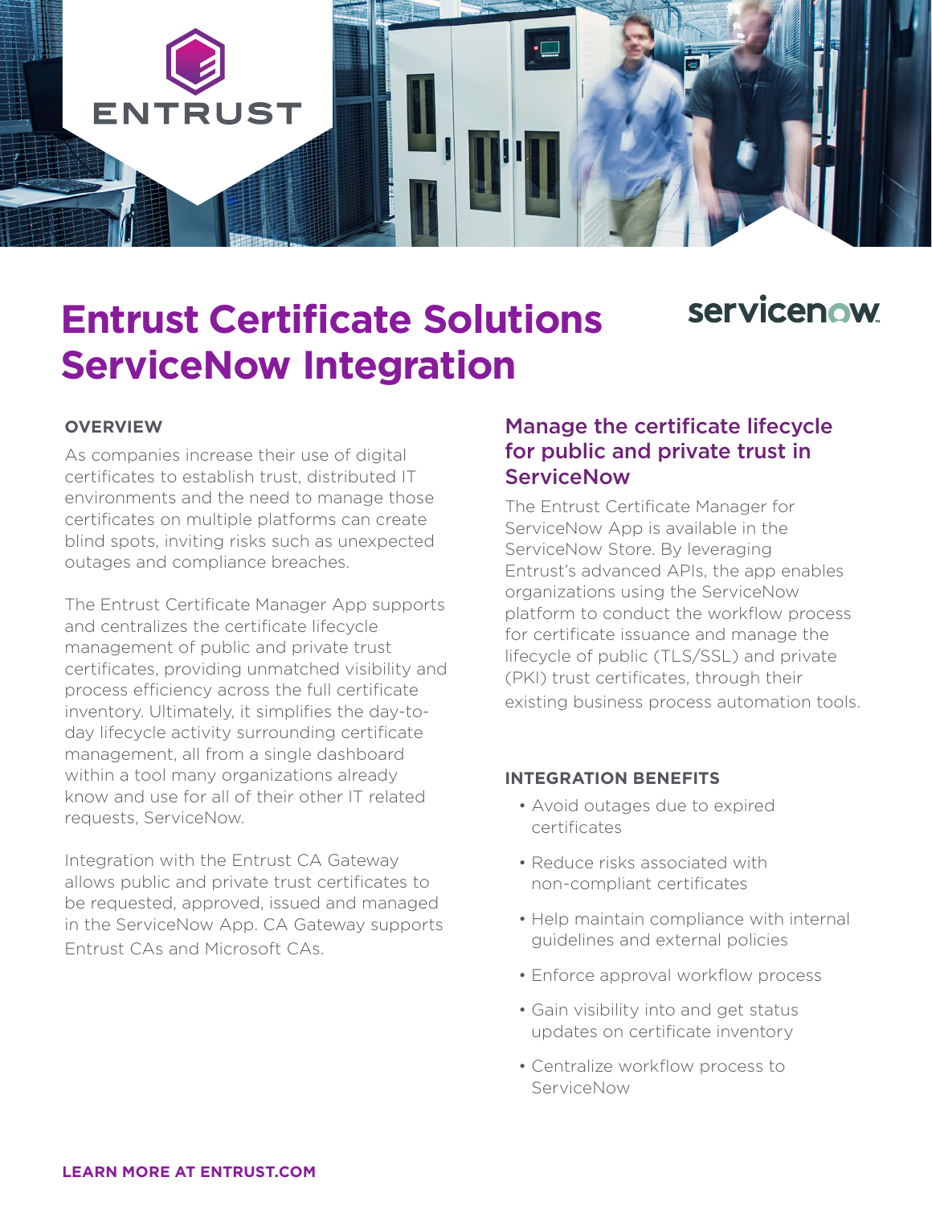# Entrust Certificate Solutions ServiceNow Integration

## OVERVIEW

As companies increase their use of digital certificates to establish trust, distributed IT environments and the need to manage those certificates on multiple platforms can create blind spots, inviting risks such as unexpected outages and compliance breaches.

The Entrust Certificate Manager App supports and centralizes the certificate lifecycle management of public and private trust certificates, providing unmatched visibility and process efficiency across the full certificate inventory. Ultimately, it simplifies the day-to-day lifecycle activity surrounding certificate management, all from a single dashboard within a tool many organizations already know and use for all of their other IT related requests, ServiceNow.

Integration with the Entrust CA Gateway allows public and private trust certificates to be requested, approved, issued and managed in the ServiceNow App. CA Gateway supports Entrust CAs and Microsoft CAs.

## Manage the certificate lifecycle for public and private trust in ServiceNow

The Entrust Certificate Manager for ServiceNow App is available in the ServiceNow Store. By leveraging Entrust's advanced APIs, the app enables organizations using the ServiceNow platform to conduct the workflow process for certificate issuance and manage the lifecycle of public (TLS/SSL) and private (PKI) trust certificates, through their existing business process automation tools.

## INTEGRATION BENEFITS

- Avoid outages due to expired certificates
- Reduce risks associated with non-compliant certificates
- Help maintain compliance with internal guidelines and external policies
- Enforce approval workflow process
- Gain visibility into and get status updates on certificate inventory
- Centralize workflow process to ServiceNow

**LEARN MORE AT ENTRUST.COM**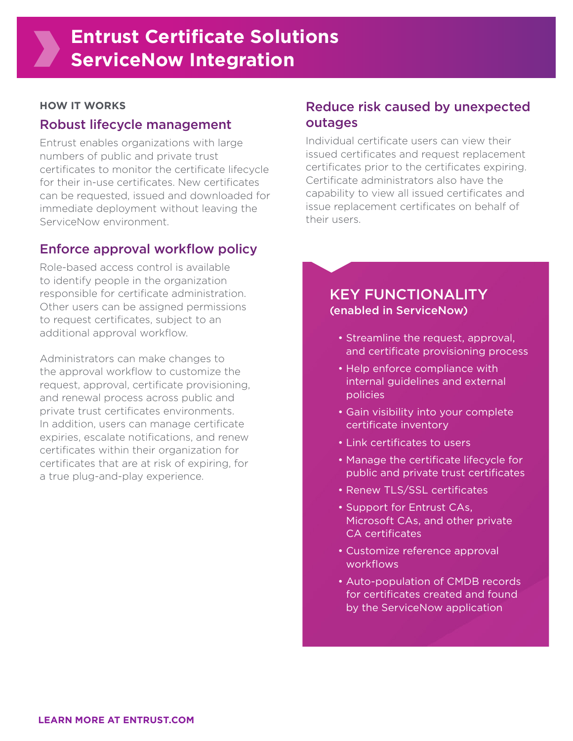# Entrust Certificate Solutions ServiceNow Integration

**HOW IT WORKS**

## Robust lifecycle management

Entrust enables organizations with large numbers of public and private trust certificates to monitor the certificate lifecycle for their in-use certificates. New certificates can be requested, issued and downloaded for immediate deployment without leaving the ServiceNow environment.

## Enforce approval workflow policy

Role-based access control is available to identify people in the organization responsible for certificate administration. Other users can be assigned permissions to request certificates, subject to an additional approval workflow.

Administrators can make changes to the approval workflow to customize the request, approval, certificate provisioning, and renewal process across public and private trust certificates environments. In addition, users can manage certificate expiries, escalate notifications, and renew certificates within their organization for certificates that are at risk of expiring, for a true plug-and-play experience.

## Reduce risk caused by unexpected outages

Individual certificate users can view their issued certificates and request replacement certificates prior to the certificates expiring. Certificate administrators also have the capability to view all issued certificates and issue replacement certificates on behalf of their users.

## KEY FUNCTIONALITY

**(enabled in ServiceNow)**

- Streamline the request, approval, and certificate provisioning process
- Help enforce compliance with internal guidelines and external policies
- Gain visibility into your complete certificate inventory
- Link certificates to users
- Manage the certificate lifecycle for public and private trust certificates
- Renew TLS/SSL certificates
- Support for Entrust CAs, Microsoft CAs, and other private CA certificates
- Customize reference approval workflows
- Auto-population of CMDB records for certificates created and found by the ServiceNow application

**LEARN MORE AT ENTRUST.COM**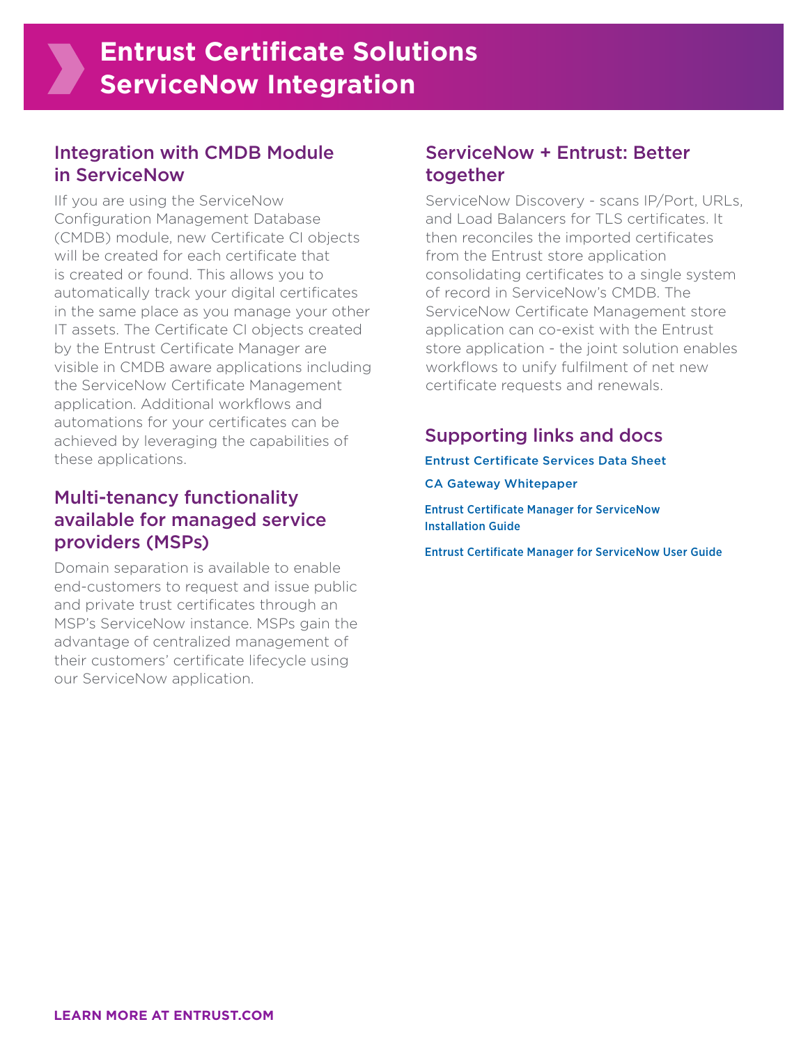# Entrust Certificate Solutions ServiceNow Integration

## Integration with CMDB Module in ServiceNow

IIf you are using the ServiceNow Configuration Management Database (CMDB) module, new Certificate CI objects will be created for each certificate that is created or found. This allows you to automatically track your digital certificates in the same place as you manage your other IT assets. The Certificate CI objects created by the Entrust Certificate Manager are visible in CMDB aware applications including the ServiceNow Certificate Management application. Additional workflows and automations for your certificates can be achieved by leveraging the capabilities of these applications.

## Multi-tenancy functionality available for managed service providers (MSPs)

Domain separation is available to enable end-customers to request and issue public and private trust certificates through an MSP's ServiceNow instance. MSPs gain the advantage of centralized management of their customers' certificate lifecycle using our ServiceNow application.

## ServiceNow + Entrust: Better together

ServiceNow Discovery - scans IP/Port, URLs, and Load Balancers for TLS certificates. It then reconciles the imported certificates from the Entrust store application consolidating certificates to a single system of record in ServiceNow's CMDB. The ServiceNow Certificate Management store application can co-exist with the Entrust store application - the joint solution enables workflows to unify fulfilment of net new certificate requests and renewals.

## Supporting links and docs

**Entrust Certificate Services Data Sheet**

**CA Gateway Whitepaper**

**Entrust Certificate Manager for ServiceNow Installation Guide**

**Entrust Certificate Manager for ServiceNow User Guide**

**LEARN MORE AT ENTRUST.COM**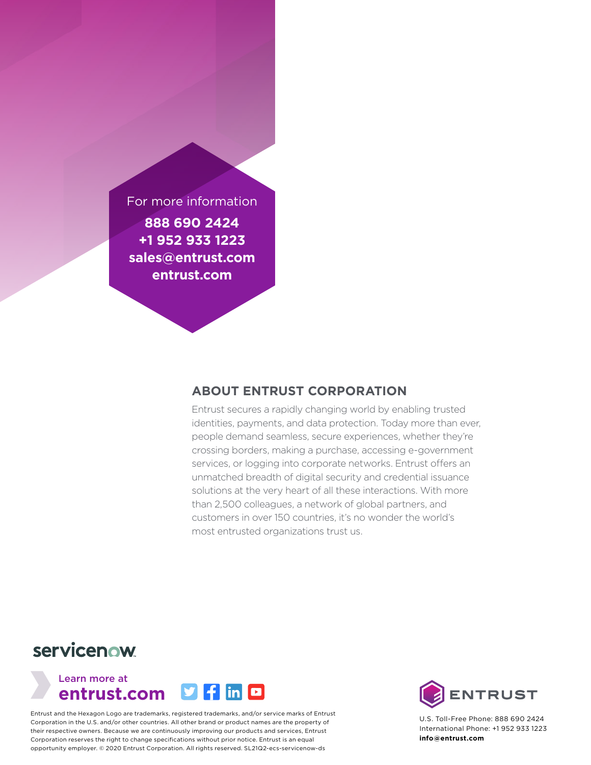For more information

**888 690 2424**
**+1 952 933 1223**
**sales@entrust.com**
**entrust.com**

## ABOUT ENTRUST CORPORATION

Entrust secures a rapidly changing world by enabling trusted identities, payments, and data protection. Today more than ever, people demand seamless, secure experiences, whether they're crossing borders, making a purchase, accessing e-government services, or logging into corporate networks. Entrust offers an unmatched breadth of digital security and credential issuance solutions at the very heart of all these interactions. With more than 2,500 colleagues, a network of global partners, and customers in over 150 countries, it's no wonder the world's most entrusted organizations trust us.

servicenow

Learn more at
**entrust.com**

Entrust and the Hexagon Logo are trademarks, registered trademarks, and/or service marks of Entrust Corporation in the U.S. and/or other countries. All other brand or product names are the property of their respective owners. Because we are continuously improving our products and services, Entrust Corporation reserves the right to change specifications without prior notice. Entrust is an equal opportunity employer. © 2020 Entrust Corporation. All rights reserved. SL21Q2-ecs-servicenow-ds

ENTRUST

U.S. Toll-Free Phone: 888 690 2424
International Phone: +1 952 933 1223
**info@entrust.com**